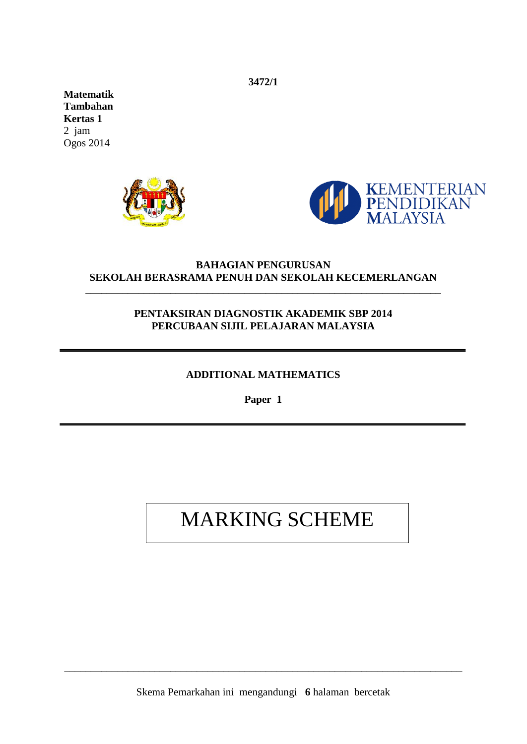3472/1

**Matematik**
**Tambahan**
**Kertas 1**
2 jam
Ogos 2014

KEMENTERIAN PENDIDIKAN MALAYSIA

**BAHAGIAN PENGURUSAN**
**SEKOLAH BERASRAMA PENUH DAN SEKOLAH KECEMERLANGAN**

**PENTAKSIRAN DIAGNOSTIK AKADEMIK SBP 2014**
**PERCUBAAN SIJIL PELAJARAN MALAYSIA**

**ADDITIONAL MATHEMATICS**

**Paper 1**

# MARKING SCHEME

Skema Pemarkahan ini mengandungi **6** halaman bercetak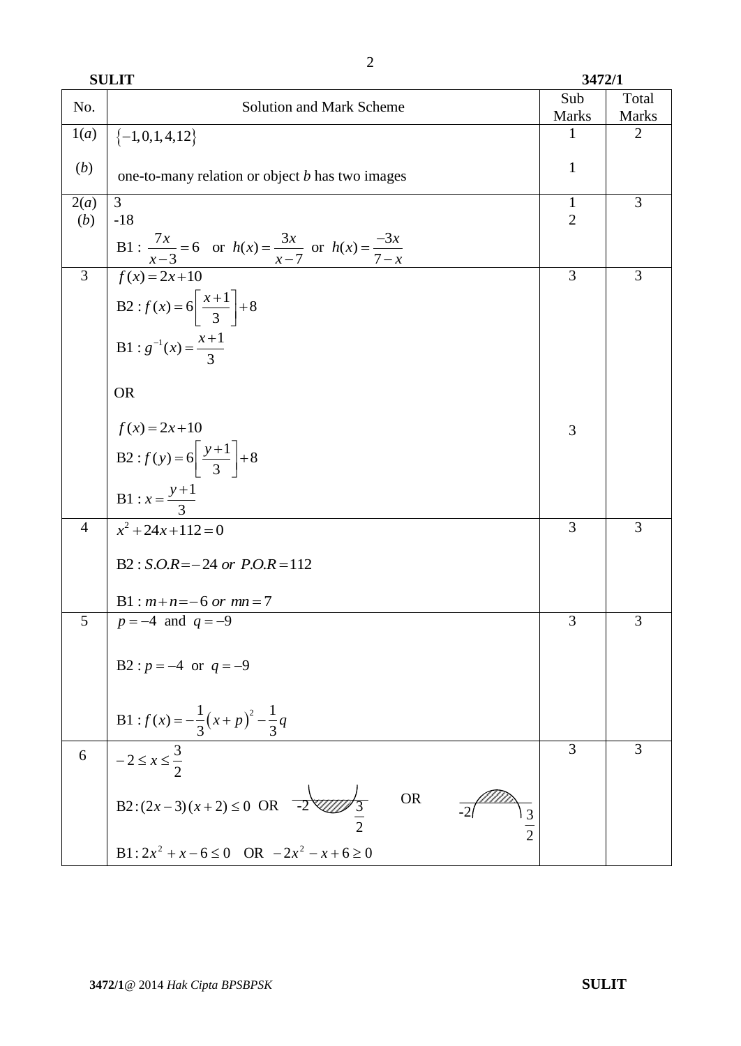| No. | Solution and Mark Scheme | Sub Marks | Total Marks |
|---|---|---|---|
| 1(*a*) | $\{-1,0,1,4,12\}$ | 1 | 2 |
| (*b*) | one-to-many relation or object *b* has two images | 1 | |
| 2(*a*) | 3 | 1 | 3 |
| (*b*) | -18 | 2 | |
| | B1 : $\frac{7x}{x-3}=6$ or $h(x)=\frac{3x}{x-7}$ or $h(x)=\frac{-3x}{7-x}$ | | |
| 3 | $f(x)=2x+10$ | 3 | 3 |
| | $\text{B2}: f(x)=6\left[\frac{x+1}{3}\right]+8$ | | |
| | $\text{B1}: g^{-1}(x)=\frac{x+1}{3}$ | | |
| | OR | | |
| | $f(x)=2x+10$ | 3 | |
| | $\text{B2}: f(y)=6\left[\frac{y+1}{3}\right]+8$ | | |
| | $\text{B1}: x=\frac{y+1}{3}$ | | |
| 4 | $x^2+24x+112=0$ | 3 | 3 |
| | $\text{B2}: S.O.R=-24$ *or* $P.O.R=112$ | | |
| | $\text{B1}: m+n=-6$ *or* $mn=7$ | | |
| 5 | $p=-4$ and $q=-9$ | 3 | 3 |
| | $\text{B2}: p=-4$ or $q=-9$ | | |
| | $\text{B1}: f(x)=-\frac{1}{3}(x+p)^2-\frac{1}{3}q$ | | |
| 6 | $-2\le x\le\frac{3}{2}$ | 3 | 3 |
| | $\text{B2}: (2x-3)(x+2)\le 0$ OR [sketch: upward parabola with shaded region between $-2$ and $\frac{3}{2}$] OR [sketch: downward parabola with shaded region between $-2$ and $\frac{3}{2}$] | | |
| | $\text{B1}: 2x^2+x-6\le 0$ OR $-2x^2-x+6\ge 0$ | | |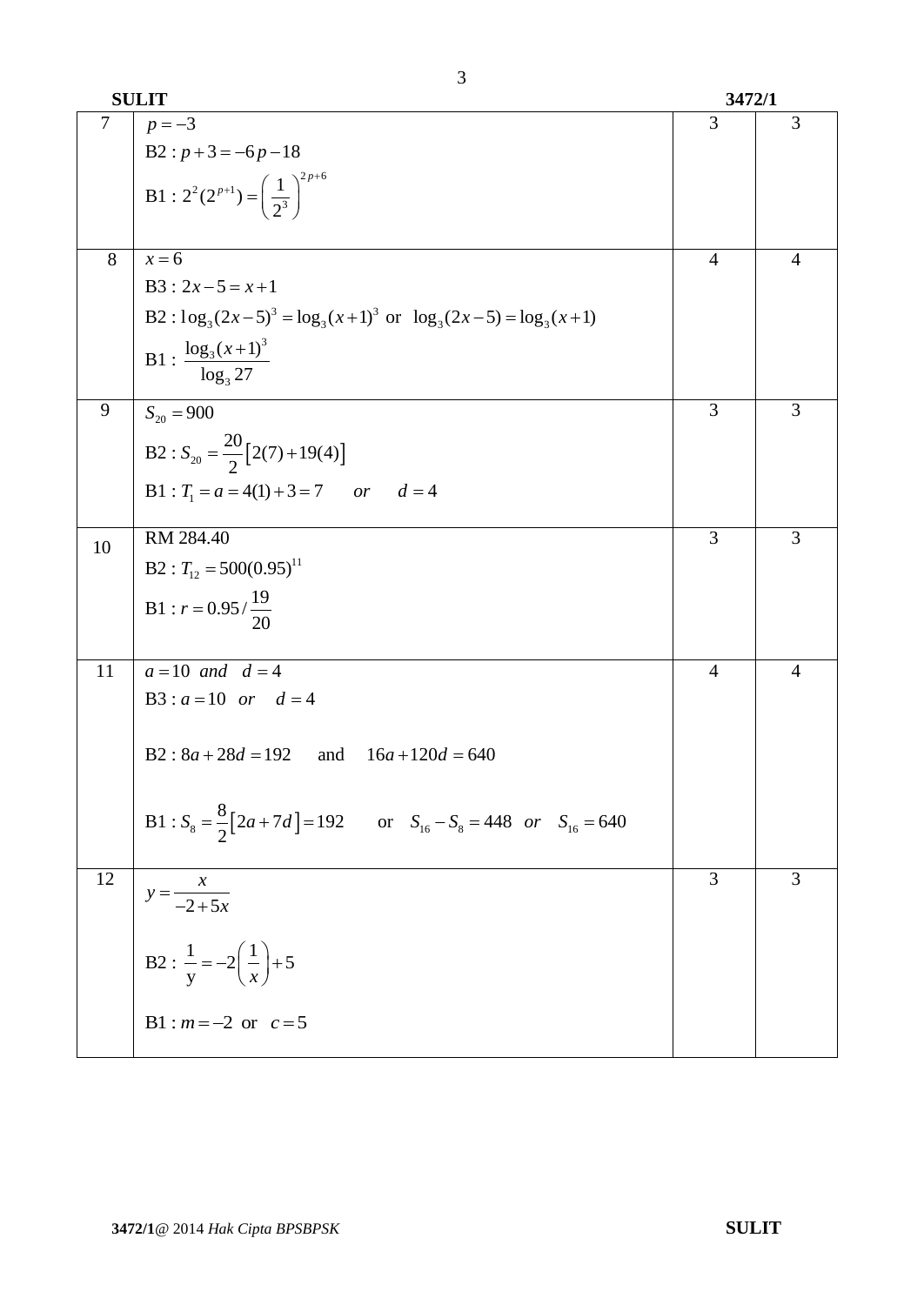| | | | |
|---|---|---|---|
| 7 | $p = -3$<br>$\text{B2} : p + 3 = -6p - 18$<br>$\text{B1} : 2^2(2^{p+1}) = \left(\dfrac{1}{2^3}\right)^{2p+6}$ | 3 | 3 |
| 8 | $x = 6$<br>$\text{B3} : 2x - 5 = x + 1$<br>$\text{B2} : \log_3(2x-5)^3 = \log_3(x+1)^3$ or $\log_3(2x-5) = \log_3(x+1)$<br>$\text{B1} : \dfrac{\log_3(x+1)^3}{\log_3 27}$ | 4 | 4 |
| 9 | $S_{20} = 900$<br>$\text{B2} : S_{20} = \dfrac{20}{2}\left[2(7) + 19(4)\right]$<br>$\text{B1} : T_1 = a = 4(1) + 3 = 7 \quad or \quad d = 4$ | 3 | 3 |
| 10 | RM 284.40<br>$\text{B2} : T_{12} = 500(0.95)^{11}$<br>$\text{B1} : r = 0.95 / \dfrac{19}{20}$ | 3 | 3 |
| 11 | $a = 10 \;\; and \;\; d = 4$<br>$\text{B3} : a = 10 \;\; or \;\; d = 4$<br>$\text{B2} : 8a + 28d = 192$ and $16a + 120d = 640$<br>$\text{B1} : S_8 = \dfrac{8}{2}\left[2a + 7d\right] = 192$ or $S_{16} - S_8 = 448 \;\; or \;\; S_{16} = 640$ | 4 | 4 |
| 12 | $y = \dfrac{x}{-2 + 5x}$<br>$\text{B2} : \dfrac{1}{\text{y}} = -2\left(\dfrac{1}{x}\right) + 5$<br>$\text{B1} : m = -2$ or $c = 5$ | 3 | 3 |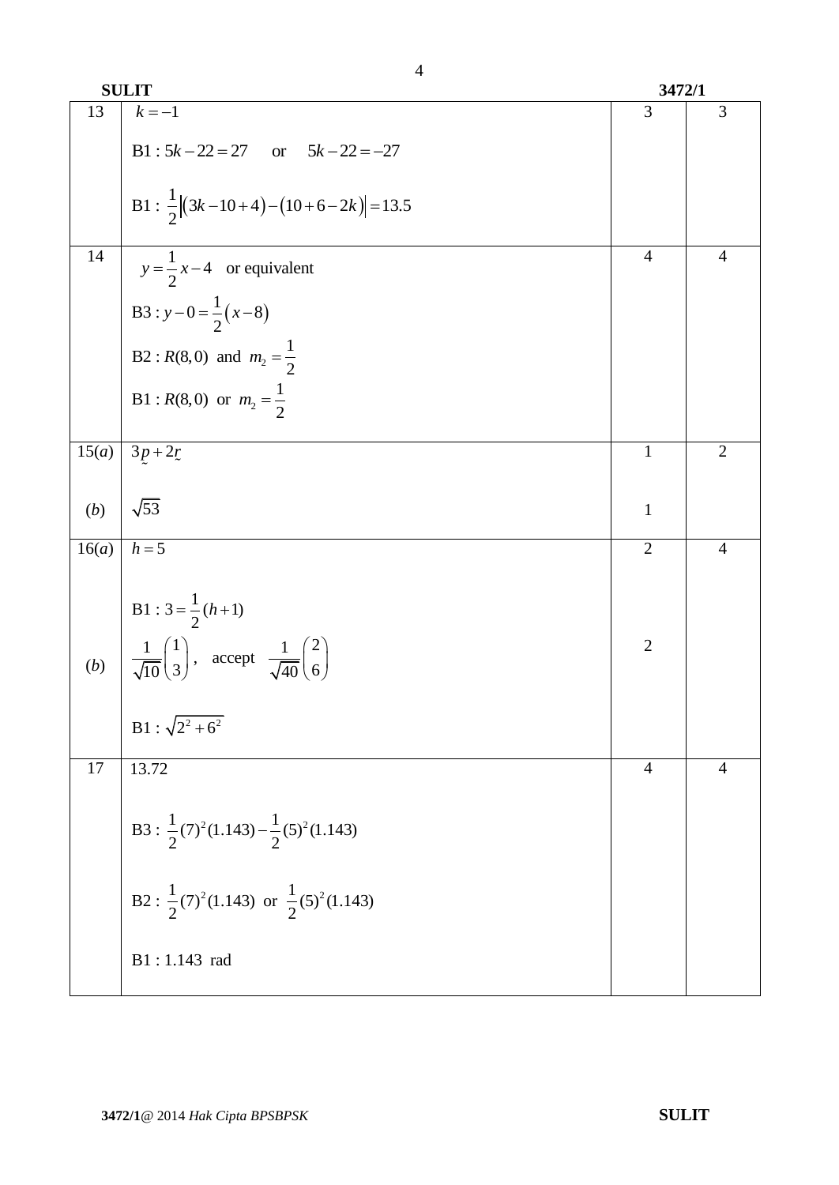| | | | |
|---|---|---|---|
| 13 | $k = -1$<br><br>B1 : $5k - 22 = 27$ or $5k - 22 = -27$<br><br>B1 : $\frac{1}{2}\left\|(3k - 10 + 4) - (10 + 6 - 2k)\right\| = 13.5$ | 3 | 3 |
| 14 | $y = \frac{1}{2}x - 4$ or equivalent<br><br>B3 : $y - 0 = \frac{1}{2}(x - 8)$<br><br>B2 : $R(8,0)$ and $m_2 = \frac{1}{2}$<br><br>B1 : $R(8,0)$ or $m_2 = \frac{1}{2}$ | 4 | 4 |
| 15(*a*) | $3\underset{\sim}{p} + 2\underset{\sim}{r}$ | 1 | 2 |
| (*b*) | $\sqrt{53}$ | 1 | |
| 16(*a*) | $h = 5$<br><br>B1 : $3 = \frac{1}{2}(h + 1)$ | 2 | 4 |
| (*b*) | $\frac{1}{\sqrt{10}}\begin{pmatrix}1\\3\end{pmatrix}$, accept $\frac{1}{\sqrt{40}}\begin{pmatrix}2\\6\end{pmatrix}$<br><br>B1 : $\sqrt{2^2 + 6^2}$ | 2 | |
| 17 | 13.72<br><br>B3 : $\frac{1}{2}(7)^2(1.143) - \frac{1}{2}(5)^2(1.143)$<br><br>B2 : $\frac{1}{2}(7)^2(1.143)$ or $\frac{1}{2}(5)^2(1.143)$<br><br>B1 : 1.143 rad | 4 | 4 |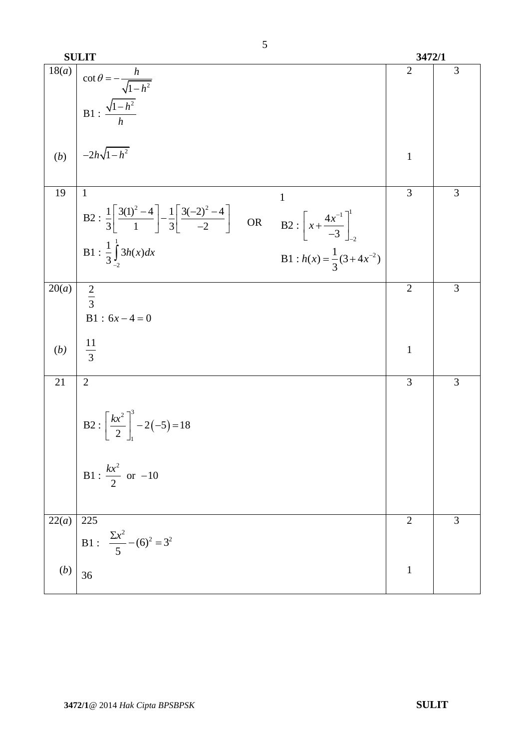| | | | |
|---|---|---|---|
| 18(*a*) | $\cot\theta = -\dfrac{h}{\sqrt{1-h^2}}$ <br> B1 : $\dfrac{\sqrt{1-h^2}}{h}$ | 2 | 3 |
| (*b*) | $-2h\sqrt{1-h^2}$ | 1 | |
| 19 | 1 <br> B2 : $\dfrac{1}{3}\left[\dfrac{3(1)^2-4}{1}\right]-\dfrac{1}{3}\left[\dfrac{3(-2)^2-4}{-2}\right]$ <br> B1 : $\dfrac{1}{3}\int_{-2}^{1} 3h(x)dx$ <br> OR <br> 1 <br> B2 : $\left[x+\dfrac{4x^{-1}}{-3}\right]_{-2}^{1}$ <br> B1 : $h(x)=\dfrac{1}{3}(3+4x^{-2})$ | 3 | 3 |
| 20(*a*) | $\dfrac{2}{3}$ <br> B1 : $6x-4=0$ | 2 | 3 |
| (*b*) | $\dfrac{11}{3}$ | 1 | |
| 21 | 2 <br> B2 : $\left[\dfrac{kx^2}{2}\right]_{1}^{3}-2(-5)=18$ <br> B1 : $\dfrac{kx^2}{2}$ or $-10$ | 3 | 3 |
| 22(*a*) | 225 <br> B1 : $\dfrac{\Sigma x^2}{5}-(6)^2=3^2$ | 2 | 3 |
| (*b*) | 36 | 1 | |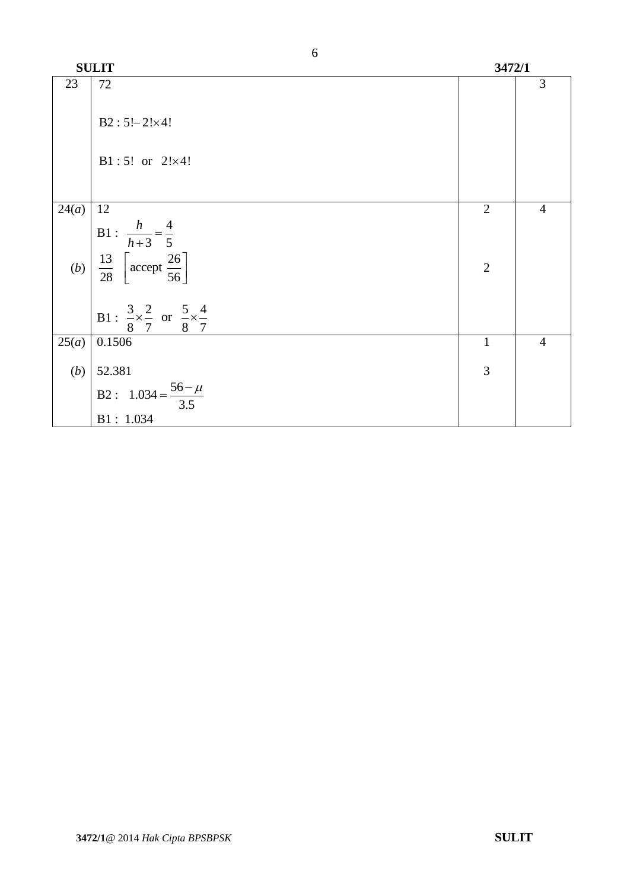| | | | |
|---|---|---|---|
| 23 | 72<br><br>B2 : $5! - 2! \times 4!$<br><br>B1 : $5!$ or $2! \times 4!$ | | 3 |
| 24(*a*) | 12<br>B1 : $\frac{h}{h+3} = \frac{4}{5}$ | 2 | 4 |
| (*b*) | $\frac{13}{28}$ $\left[\text{accept } \frac{26}{56}\right]$<br><br>B1 : $\frac{3}{8} \times \frac{2}{7}$ or $\frac{5}{8} \times \frac{4}{7}$ | 2 | |
| 25(*a*) | 0.1506 | 1 | 4 |
| (*b*) | 52.381<br>B2 : $1.034 = \frac{56 - \mu}{3.5}$<br>B1 : 1.034 | 3 | |